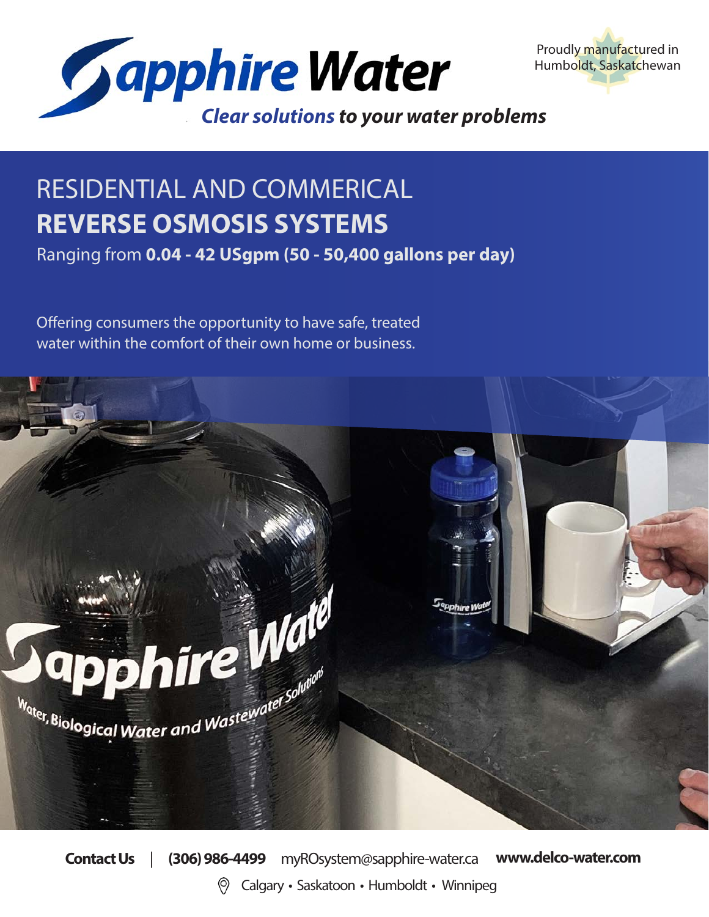# Sapphire Water

Proudly manufactured in Humboldt, Saskatchewan

***Clear solutions* to your water problems**

## RESIDENTIAL AND COMMERICAL
## **REVERSE OSMOSIS SYSTEMS**

Ranging from **0.04 - 42 USgpm (50 - 50,400 gallons per day)**

Offering consumers the opportunity to have safe, treated water within the comfort of their own home or business.

**Contact Us** | **(306) 986-4499** myROsystem@sapphire-water.ca **www.delco-water.com**

Calgary • Saskatoon • Humboldt • Winnipeg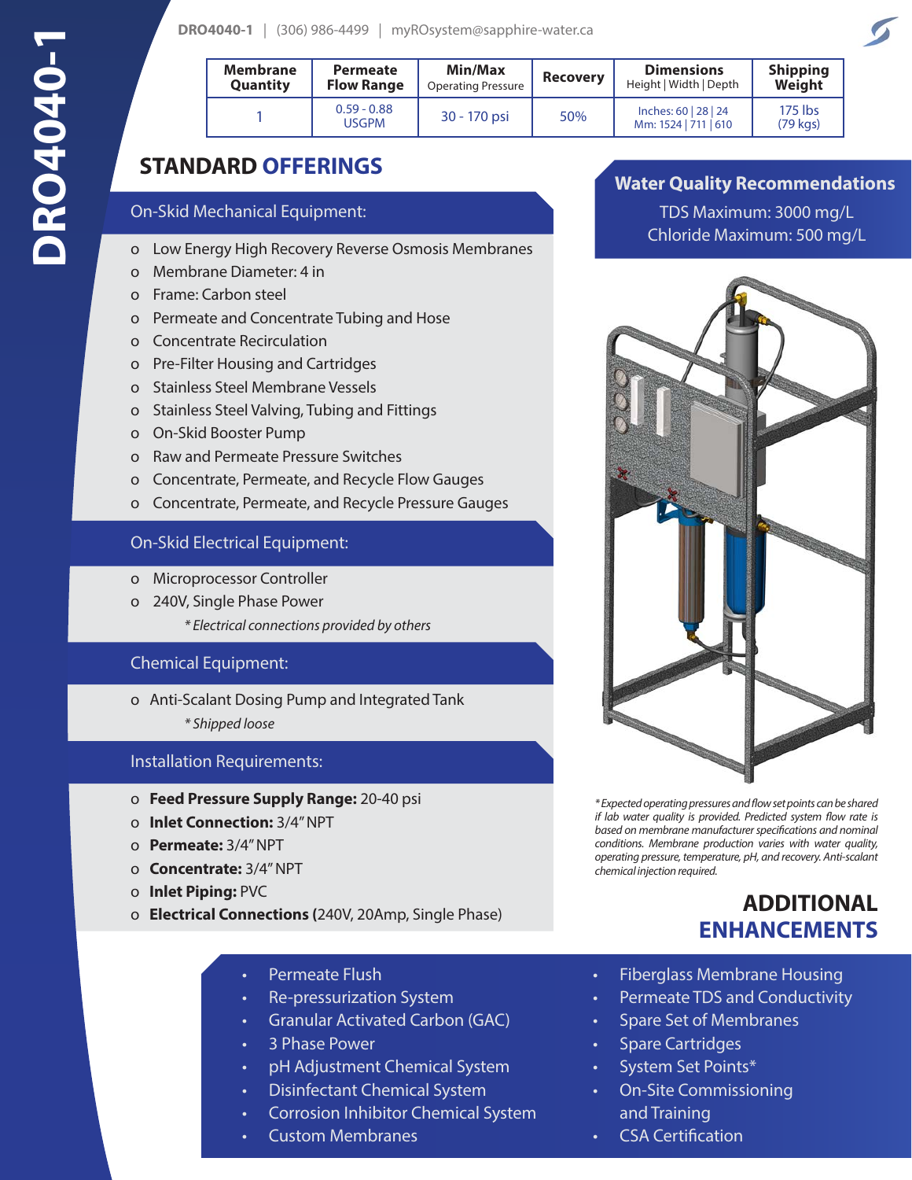# DRO4040-1

DRO4040-1 | (306) 986-4499 | myROsystem@sapphire-water.ca

| Membrane Quantity | Permeate Flow Range | Min/Max Operating Pressure | Recovery | Dimensions Height \| Width \| Depth | Shipping Weight |
|---|---|---|---|---|---|
| 1 | 0.59 - 0.88 USGPM | 30 - 170 psi | 50% | Inches: 60 \| 28 \| 24 Mm: 1524 \| 711 \| 610 | 175 lbs (79 kgs) |

## STANDARD OFFERINGS

### On-Skid Mechanical Equipment:

- Low Energy High Recovery Reverse Osmosis Membranes
- Membrane Diameter: 4 in
- Frame: Carbon steel
- Permeate and Concentrate Tubing and Hose
- Concentrate Recirculation
- Pre-Filter Housing and Cartridges
- Stainless Steel Membrane Vessels
- Stainless Steel Valving, Tubing and Fittings
- On-Skid Booster Pump
- Raw and Permeate Pressure Switches
- Concentrate, Permeate, and Recycle Flow Gauges
- Concentrate, Permeate, and Recycle Pressure Gauges

### On-Skid Electrical Equipment:

- Microprocessor Controller
- 240V, Single Phase Power

  *\* Electrical connections provided by others*

### Chemical Equipment:

- Anti-Scalant Dosing Pump and Integrated Tank

  *\* Shipped loose*

### Installation Requirements:

- **Feed Pressure Supply Range:** 20-40 psi
- **Inlet Connection:** 3/4" NPT
- **Permeate:** 3/4" NPT
- **Concentrate:** 3/4" NPT
- **Inlet Piping:** PVC
- **Electrical Connections (**240V, 20Amp, Single Phase)

### Water Quality Recommendations

TDS Maximum: 3000 mg/L

Chloride Maximum: 500 mg/L

*\*Expected operating pressures and flow set points can be shared if lab water quality is provided. Predicted system flow rate is based on membrane manufacturer specifications and nominal conditions. Membrane production varies with water quality, operating pressure, temperature, pH, and recovery. Anti-scalant chemical injection required.*

## ADDITIONAL ENHANCEMENTS

- Permeate Flush
- Re-pressurization System
- Granular Activated Carbon (GAC)
- 3 Phase Power
- pH Adjustment Chemical System
- Disinfectant Chemical System
- Corrosion Inhibitor Chemical System
- Custom Membranes
- Fiberglass Membrane Housing
- Permeate TDS and Conductivity
- Spare Set of Membranes
- Spare Cartridges
- System Set Points*
- On-Site Commissioning and Training
- CSA Certification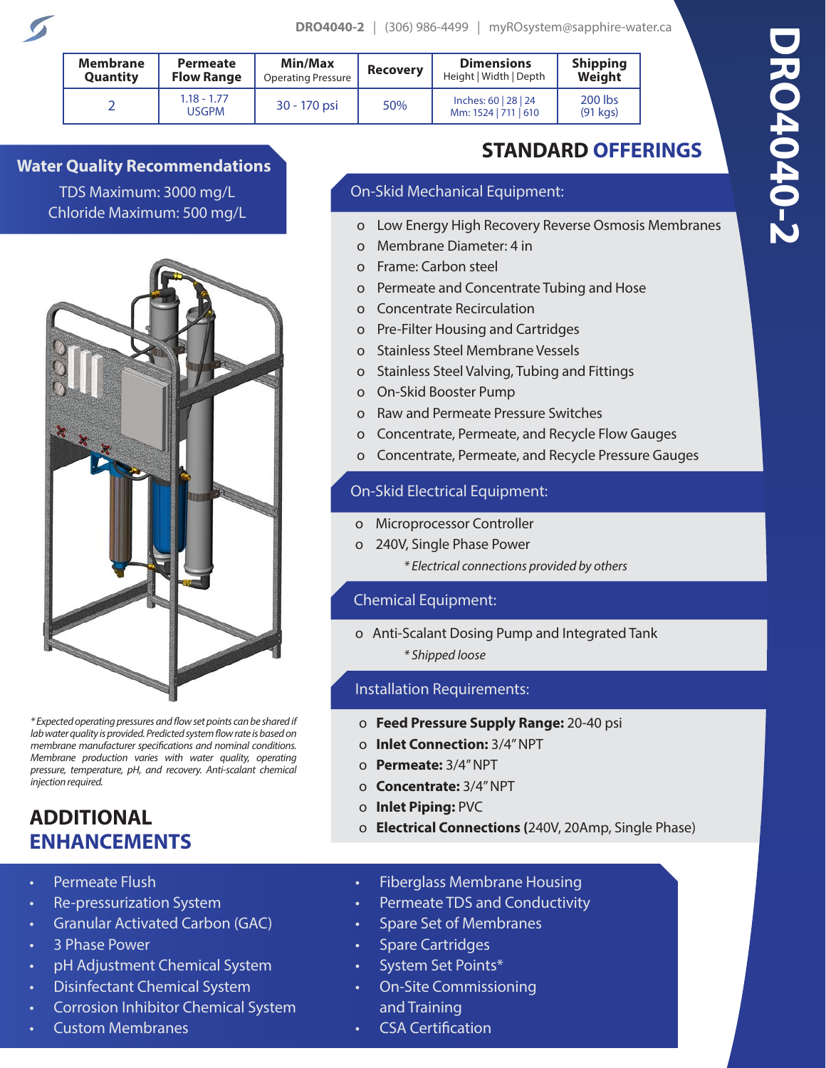# DRO4040-2

DRO4040-2 | (306) 986-4499 | myROsystem@sapphire-water.ca

| Membrane Quantity | Permeate Flow Range | Min/Max Operating Pressure | Recovery | Dimensions Height \| Width \| Depth | Shipping Weight |
|---|---|---|---|---|---|
| 2 | 1.18 - 1.77 USGPM | 30 - 170 psi | 50% | Inches: 60 \| 28 \| 24 Mm: 1524 \| 711 \| 610 | 200 lbs (91 kgs) |

## Water Quality Recommendations

TDS Maximum: 3000 mg/L
Chloride Maximum: 500 mg/L

*Expected operating pressures and flow set points can be shared if lab water quality is provided. Predicted system flow rate is based on membrane manufacturer specifications and nominal conditions. Membrane production varies with water quality, operating pressure, temperature, pH, and recovery. Anti-scalant chemical injection required.*

## STANDARD OFFERINGS

### On-Skid Mechanical Equipment:

- Low Energy High Recovery Reverse Osmosis Membranes
- Membrane Diameter: 4 in
- Frame: Carbon steel
- Permeate and Concentrate Tubing and Hose
- Concentrate Recirculation
- Pre-Filter Housing and Cartridges
- Stainless Steel Membrane Vessels
- Stainless Steel Valving, Tubing and Fittings
- On-Skid Booster Pump
- Raw and Permeate Pressure Switches
- Concentrate, Permeate, and Recycle Flow Gauges
- Concentrate, Permeate, and Recycle Pressure Gauges

### On-Skid Electrical Equipment:

- Microprocessor Controller
- 240V, Single Phase Power

  *\*Electrical connections provided by others*

### Chemical Equipment:

- Anti-Scalant Dosing Pump and Integrated Tank

  *\*Shipped loose*

### Installation Requirements:

- **Feed Pressure Supply Range:** 20-40 psi
- **Inlet Connection:** 3/4" NPT
- **Permeate:** 3/4" NPT
- **Concentrate:** 3/4" NPT
- **Inlet Piping:** PVC
- **Electrical Connections (**240V, 20Amp, Single Phase)

## ADDITIONAL ENHANCEMENTS

- Permeate Flush
- Re-pressurization System
- Granular Activated Carbon (GAC)
- 3 Phase Power
- pH Adjustment Chemical System
- Disinfectant Chemical System
- Corrosion Inhibitor Chemical System
- Custom Membranes
- Fiberglass Membrane Housing
- Permeate TDS and Conductivity
- Spare Set of Membranes
- Spare Cartridges
- System Set Points*
- On-Site Commissioning and Training
- CSA Certification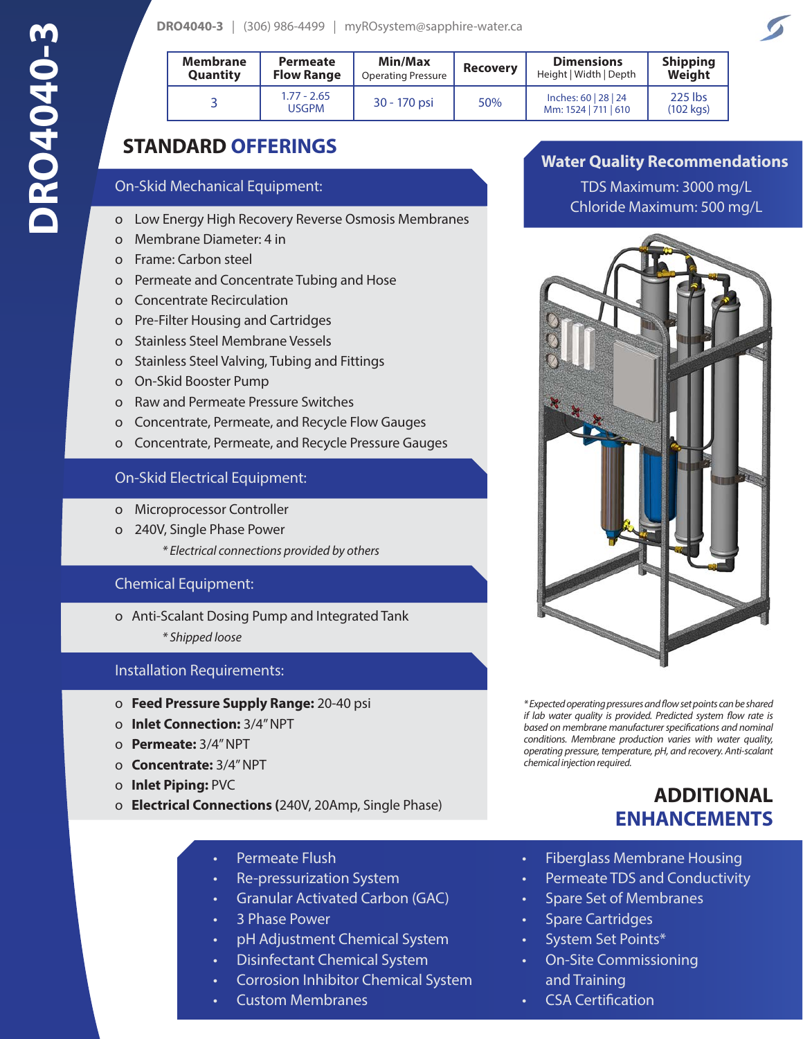# DRO4040-3

**DRO4040-3** | (306) 986-4499 | myROsystem@sapphire-water.ca

| Membrane Quantity | Permeate Flow Range | Min/Max Operating Pressure | Recovery | Dimensions Height \| Width \| Depth | Shipping Weight |
|---|---|---|---|---|---|
| 3 | 1.77 - 2.65 USGPM | 30 - 170 psi | 50% | Inches: 60 \| 28 \| 24<br>Mm: 1524 \| 711 \| 610 | 225 lbs (102 kgs) |

## STANDARD OFFERINGS

### On-Skid Mechanical Equipment:

- Low Energy High Recovery Reverse Osmosis Membranes
- Membrane Diameter: 4 in
- Frame: Carbon steel
- Permeate and Concentrate Tubing and Hose
- Concentrate Recirculation
- Pre-Filter Housing and Cartridges
- Stainless Steel Membrane Vessels
- Stainless Steel Valving, Tubing and Fittings
- On-Skid Booster Pump
- Raw and Permeate Pressure Switches
- Concentrate, Permeate, and Recycle Flow Gauges
- Concentrate, Permeate, and Recycle Pressure Gauges

### On-Skid Electrical Equipment:

- Microprocessor Controller
- 240V, Single Phase Power

  *\* Electrical connections provided by others*

### Chemical Equipment:

- Anti-Scalant Dosing Pump and Integrated Tank

  *\* Shipped loose*

### Installation Requirements:

- **Feed Pressure Supply Range:** 20-40 psi
- **Inlet Connection:** 3/4" NPT
- **Permeate:** 3/4" NPT
- **Concentrate:** 3/4" NPT
- **Inlet Piping:** PVC
- **Electrical Connections (**240V, 20Amp, Single Phase)

### Water Quality Recommendations

TDS Maximum: 3000 mg/L
Chloride Maximum: 500 mg/L

*\* Expected operating pressures and flow set points can be shared if lab water quality is provided. Predicted system flow rate is based on membrane manufacturer specifications and nominal conditions. Membrane production varies with water quality, operating pressure, temperature, pH, and recovery. Anti-scalant chemical injection required.*

## ADDITIONAL ENHANCEMENTS

- Permeate Flush
- Re-pressurization System
- Granular Activated Carbon (GAC)
- 3 Phase Power
- pH Adjustment Chemical System
- Disinfectant Chemical System
- Corrosion Inhibitor Chemical System
- Custom Membranes
- Fiberglass Membrane Housing
- Permeate TDS and Conductivity
- Spare Set of Membranes
- Spare Cartridges
- System Set Points*
- On-Site Commissioning and Training
- CSA Certification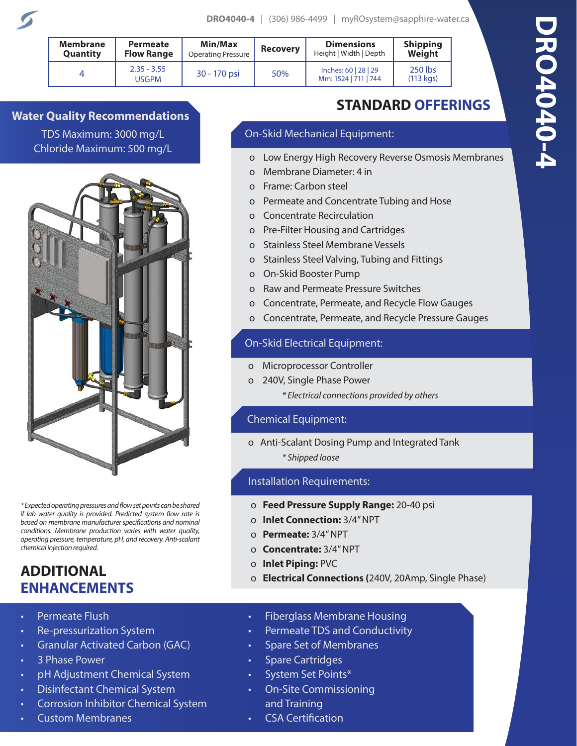# DRO4040-4

DRO4040-4 | (306) 986-4499 | myROsystem@sapphire-water.ca

| Membrane Quantity | Permeate Flow Range | Min/Max Operating Pressure | Recovery | Dimensions Height \| Width \| Depth | Shipping Weight |
|---|---|---|---|---|---|
| 4 | 2.35 - 3.55 USGPM | 30 - 170 psi | 50% | Inches: 60 \| 28 \| 29 Mm: 1524 \| 711 \| 744 | 250 lbs (113 kgs) |

## Water Quality Recommendations

TDS Maximum: 3000 mg/L
Chloride Maximum: 500 mg/L

*Expected operating pressures and flow set points can be shared if lab water quality is provided. Predicted system flow rate is based on membrane manufacturer specifications and nominal conditions. Membrane production varies with water quality, operating pressure, temperature, pH, and recovery. Anti-scalant chemical injection required.*

## STANDARD OFFERINGS

### On-Skid Mechanical Equipment:

- Low Energy High Recovery Reverse Osmosis Membranes
- Membrane Diameter: 4 in
- Frame: Carbon steel
- Permeate and Concentrate Tubing and Hose
- Concentrate Recirculation
- Pre-Filter Housing and Cartridges
- Stainless Steel Membrane Vessels
- Stainless Steel Valving, Tubing and Fittings
- On-Skid Booster Pump
- Raw and Permeate Pressure Switches
- Concentrate, Permeate, and Recycle Flow Gauges
- Concentrate, Permeate, and Recycle Pressure Gauges

### On-Skid Electrical Equipment:

- Microprocessor Controller
- 240V, Single Phase Power

*Electrical connections provided by others*

### Chemical Equipment:

- Anti-Scalant Dosing Pump and Integrated Tank

*Shipped loose*

### Installation Requirements:

- **Feed Pressure Supply Range:** 20-40 psi
- **Inlet Connection:** 3/4" NPT
- **Permeate:** 3/4" NPT
- **Concentrate:** 3/4" NPT
- **Inlet Piping:** PVC
- **Electrical Connections (**240V, 20Amp, Single Phase)

## ADDITIONAL ENHANCEMENTS

- Permeate Flush
- Re-pressurization System
- Granular Activated Carbon (GAC)
- 3 Phase Power
- pH Adjustment Chemical System
- Disinfectant Chemical System
- Corrosion Inhibitor Chemical System
- Custom Membranes
- Fiberglass Membrane Housing
- Permeate TDS and Conductivity
- Spare Set of Membranes
- Spare Cartridges
- System Set Points*
- On-Site Commissioning and Training
- CSA Certification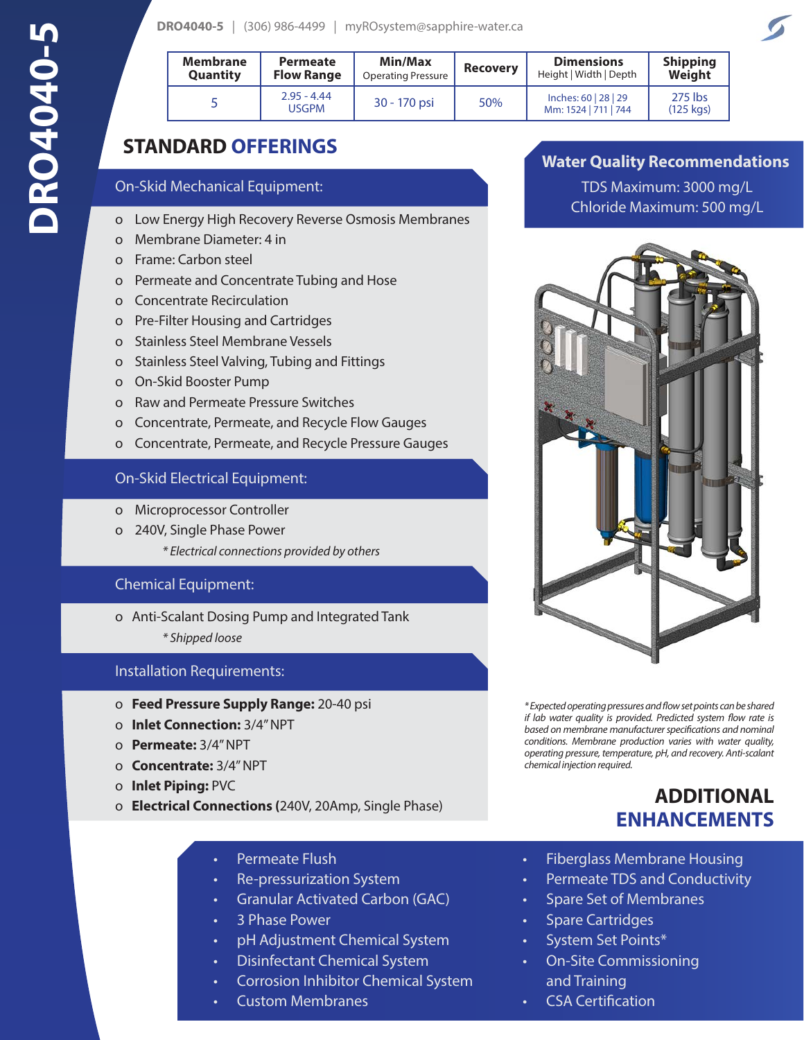# DRO4040-5

DRO4040-5 | (306) 986-4499 | myROsystem@sapphire-water.ca

| Membrane Quantity | Permeate Flow Range | Min/Max Operating Pressure | Recovery | Dimensions Height \| Width \| Depth | Shipping Weight |
|---|---|---|---|---|---|
| 5 | 2.95 - 4.44 USGPM | 30 - 170 psi | 50% | Inches: 60 \| 28 \| 29 Mm: 1524 \| 711 \| 744 | 275 lbs (125 kgs) |

## STANDARD OFFERINGS

### On-Skid Mechanical Equipment:

- Low Energy High Recovery Reverse Osmosis Membranes
- Membrane Diameter: 4 in
- Frame: Carbon steel
- Permeate and Concentrate Tubing and Hose
- Concentrate Recirculation
- Pre-Filter Housing and Cartridges
- Stainless Steel Membrane Vessels
- Stainless Steel Valving, Tubing and Fittings
- On-Skid Booster Pump
- Raw and Permeate Pressure Switches
- Concentrate, Permeate, and Recycle Flow Gauges
- Concentrate, Permeate, and Recycle Pressure Gauges

### On-Skid Electrical Equipment:

- Microprocessor Controller
- 240V, Single Phase Power

  *\* Electrical connections provided by others*

### Chemical Equipment:

- Anti-Scalant Dosing Pump and Integrated Tank

  *\* Shipped loose*

### Installation Requirements:

- **Feed Pressure Supply Range:** 20-40 psi
- **Inlet Connection:** 3/4" NPT
- **Permeate:** 3/4" NPT
- **Concentrate:** 3/4" NPT
- **Inlet Piping:** PVC
- **Electrical Connections (**240V, 20Amp, Single Phase)

### Water Quality Recommendations

TDS Maximum: 3000 mg/L
Chloride Maximum: 500 mg/L

*\* Expected operating pressures and flow set points can be shared if lab water quality is provided. Predicted system flow rate is based on membrane manufacturer specifications and nominal conditions. Membrane production varies with water quality, operating pressure, temperature, pH, and recovery. Anti-scalant chemical injection required.*

## ADDITIONAL ENHANCEMENTS

- Permeate Flush
- Re-pressurization System
- Granular Activated Carbon (GAC)
- 3 Phase Power
- pH Adjustment Chemical System
- Disinfectant Chemical System
- Corrosion Inhibitor Chemical System
- Custom Membranes
- Fiberglass Membrane Housing
- Permeate TDS and Conductivity
- Spare Set of Membranes
- Spare Cartridges
- System Set Points*
- On-Site Commissioning and Training
- CSA Certification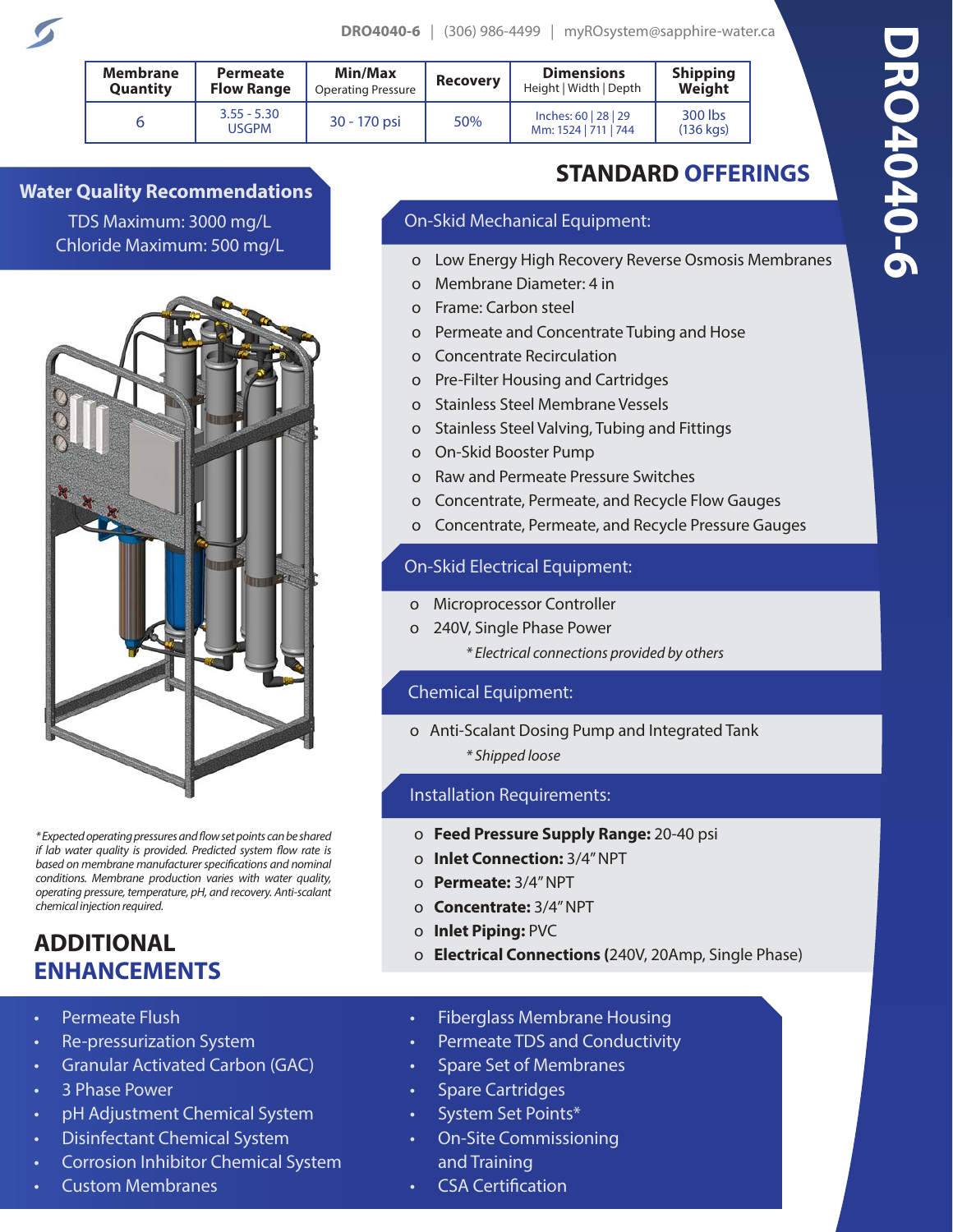DRO4040-6 | (306) 986-4499 | myROsystem@sapphire-water.ca

# DRO4040-6

| Membrane Quantity | Permeate Flow Range | Min/Max Operating Pressure | Recovery | Dimensions Height \| Width \| Depth | Shipping Weight |
|---|---|---|---|---|---|
| 6 | 3.55 - 5.30 USGPM | 30 - 170 psi | 50% | Inches: 60 \| 28 \| 29<br>Mm: 1524 \| 711 \| 744 | 300 lbs (136 kgs) |

## Water Quality Recommendations

TDS Maximum: 3000 mg/L
Chloride Maximum: 500 mg/L

*\*Expected operating pressures and flow set points can be shared if lab water quality is provided. Predicted system flow rate is based on membrane manufacturer specifications and nominal conditions. Membrane production varies with water quality, operating pressure, temperature, pH, and recovery. Anti-scalant chemical injection required.*

## STANDARD OFFERINGS

### On-Skid Mechanical Equipment:

- Low Energy High Recovery Reverse Osmosis Membranes
- Membrane Diameter: 4 in
- Frame: Carbon steel
- Permeate and Concentrate Tubing and Hose
- Concentrate Recirculation
- Pre-Filter Housing and Cartridges
- Stainless Steel Membrane Vessels
- Stainless Steel Valving, Tubing and Fittings
- On-Skid Booster Pump
- Raw and Permeate Pressure Switches
- Concentrate, Permeate, and Recycle Flow Gauges
- Concentrate, Permeate, and Recycle Pressure Gauges

### On-Skid Electrical Equipment:

- Microprocessor Controller
- 240V, Single Phase Power

  *\*Electrical connections provided by others*

### Chemical Equipment:

- Anti-Scalant Dosing Pump and Integrated Tank

  *\*Shipped loose*

### Installation Requirements:

- **Feed Pressure Supply Range:** 20-40 psi
- **Inlet Connection:** 3/4" NPT
- **Permeate:** 3/4" NPT
- **Concentrate:** 3/4" NPT
- **Inlet Piping:** PVC
- **Electrical Connections (**240V, 20Amp, Single Phase)

## ADDITIONAL ENHANCEMENTS

- Permeate Flush
- Re-pressurization System
- Granular Activated Carbon (GAC)
- 3 Phase Power
- pH Adjustment Chemical System
- Disinfectant Chemical System
- Corrosion Inhibitor Chemical System
- Custom Membranes
- Fiberglass Membrane Housing
- Permeate TDS and Conductivity
- Spare Set of Membranes
- Spare Cartridges
- System Set Points*
- On-Site Commissioning and Training
- CSA Certification